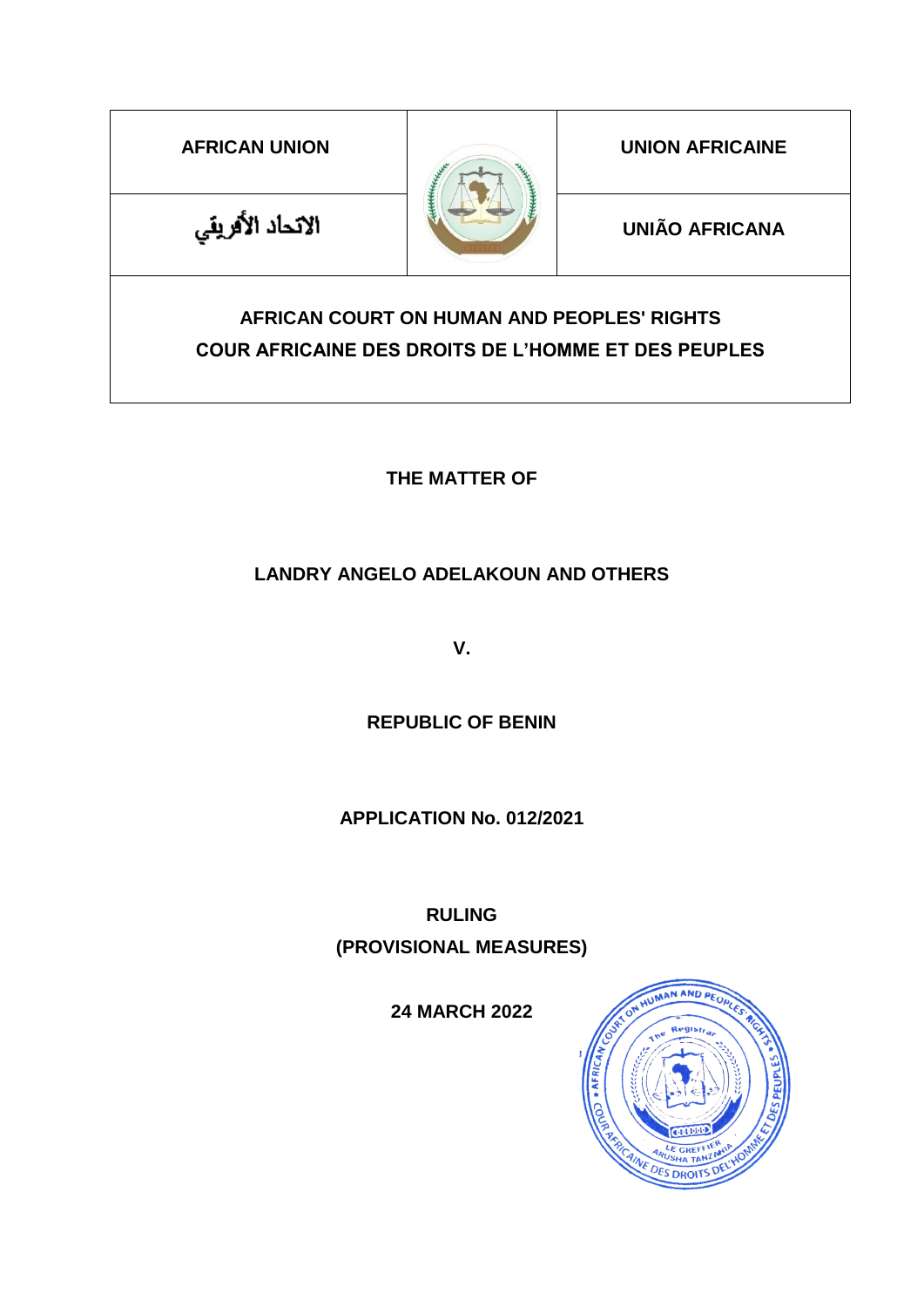| AFRICAN UNION | | UNION AFRICAINE |
| --- | --- | --- |
| الاتحاد الأفريقي | | UNIÃO AFRICANA |

**AFRICAN COURT ON HUMAN AND PEOPLES' RIGHTS**
**COUR AFRICAINE DES DROITS DE L'HOMME ET DES PEUPLES**

**THE MATTER OF**

**LANDRY ANGELO ADELAKOUN AND OTHERS**

**V.**

**REPUBLIC OF BENIN**

**APPLICATION No. 012/2021**

**RULING**
**(PROVISIONAL MEASURES)**

**24 MARCH 2022**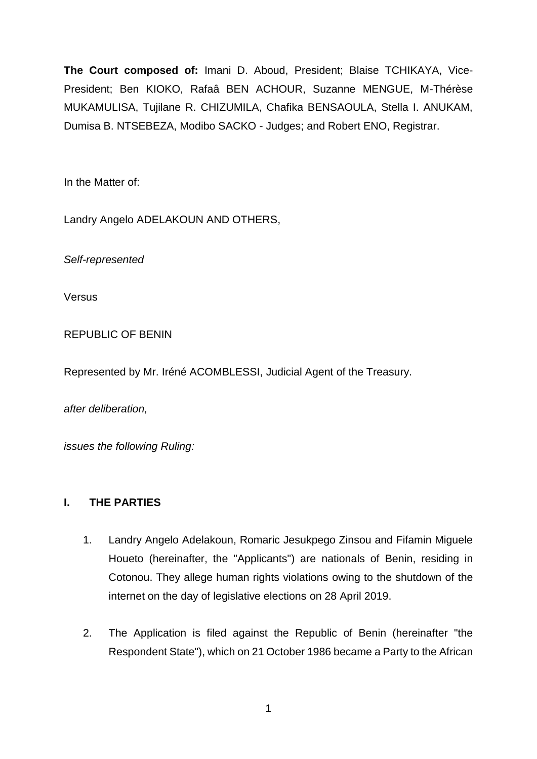**The Court composed of:** Imani D. Aboud, President; Blaise TCHIKAYA, Vice-President; Ben KIOKO, Rafaâ BEN ACHOUR, Suzanne MENGUE, M-Thérèse MUKAMULISA, Tujilane R. CHIZUMILA, Chafika BENSAOULA, Stella I. ANUKAM, Dumisa B. NTSEBEZA, Modibo SACKO - Judges; and Robert ENO, Registrar.

In the Matter of:

Landry Angelo ADELAKOUN AND OTHERS,

*Self-represented*

Versus

REPUBLIC OF BENIN

Represented by Mr. Iréné ACOMBLESSI, Judicial Agent of the Treasury.

*after deliberation,*

*issues the following Ruling:*

## I. THE PARTIES

1. Landry Angelo Adelakoun, Romaric Jesukpego Zinsou and Fifamin Miguele Houeto (hereinafter, the "Applicants") are nationals of Benin, residing in Cotonou. They allege human rights violations owing to the shutdown of the internet on the day of legislative elections on 28 April 2019.

2. The Application is filed against the Republic of Benin (hereinafter "the Respondent State"), which on 21 October 1986 became a Party to the African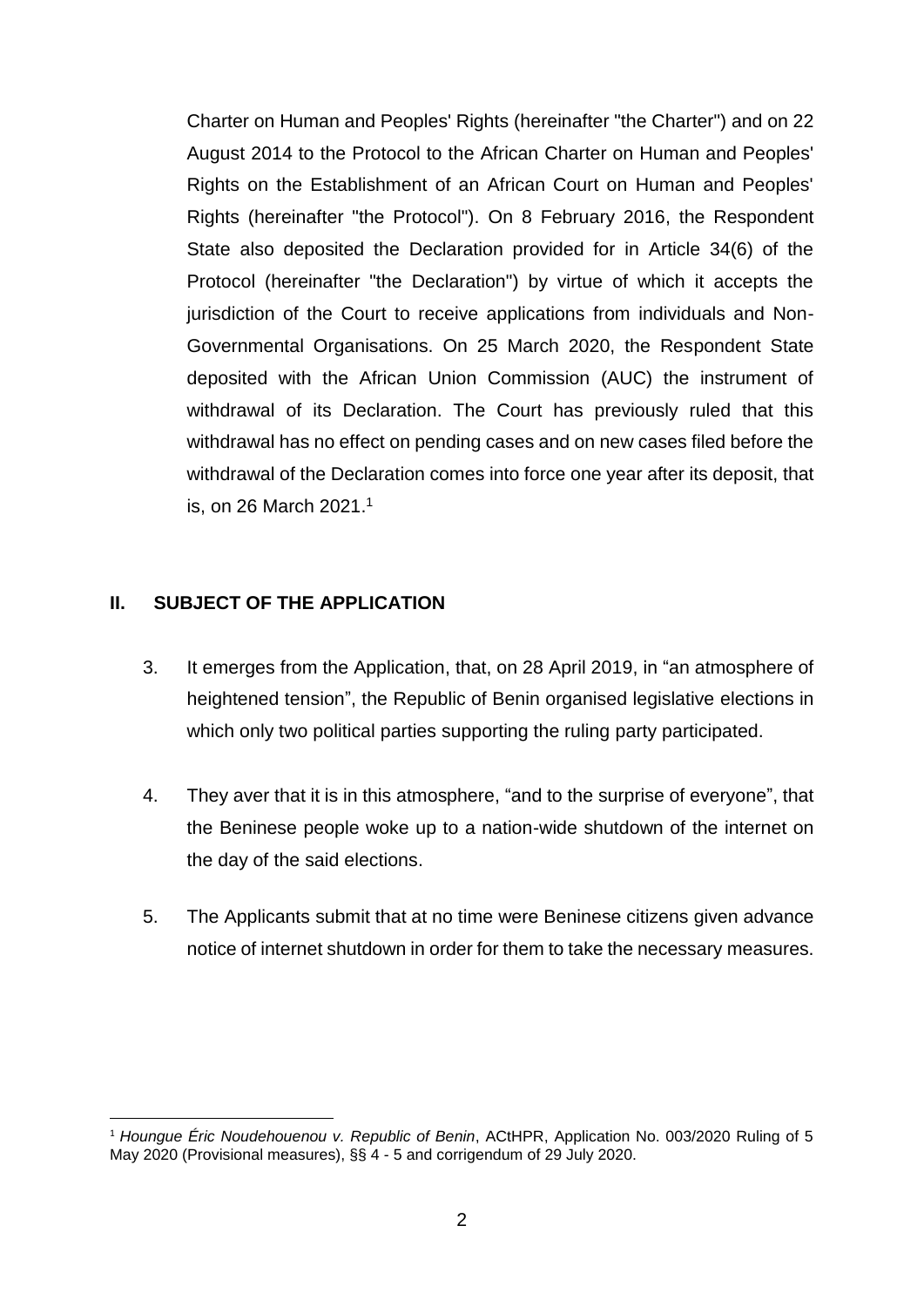Charter on Human and Peoples' Rights (hereinafter "the Charter") and on 22 August 2014 to the Protocol to the African Charter on Human and Peoples' Rights on the Establishment of an African Court on Human and Peoples' Rights (hereinafter "the Protocol"). On 8 February 2016, the Respondent State also deposited the Declaration provided for in Article 34(6) of the Protocol (hereinafter "the Declaration") by virtue of which it accepts the jurisdiction of the Court to receive applications from individuals and Non-Governmental Organisations. On 25 March 2020, the Respondent State deposited with the African Union Commission (AUC) the instrument of withdrawal of its Declaration. The Court has previously ruled that this withdrawal has no effect on pending cases and on new cases filed before the withdrawal of the Declaration comes into force one year after its deposit, that is, on 26 March 2021.[1]

## II. SUBJECT OF THE APPLICATION

3. It emerges from the Application, that, on 28 April 2019, in "an atmosphere of heightened tension", the Republic of Benin organised legislative elections in which only two political parties supporting the ruling party participated.

4. They aver that it is in this atmosphere, "and to the surprise of everyone", that the Beninese people woke up to a nation-wide shutdown of the internet on the day of the said elections.

5. The Applicants submit that at no time were Beninese citizens given advance notice of internet shutdown in order for them to take the necessary measures.

---

[1] *Houngue Éric Noudehouenou v. Republic of Benin*, ACtHPR, Application No. 003/2020 Ruling of 5 May 2020 (Provisional measures), §§ 4 - 5 and corrigendum of 29 July 2020.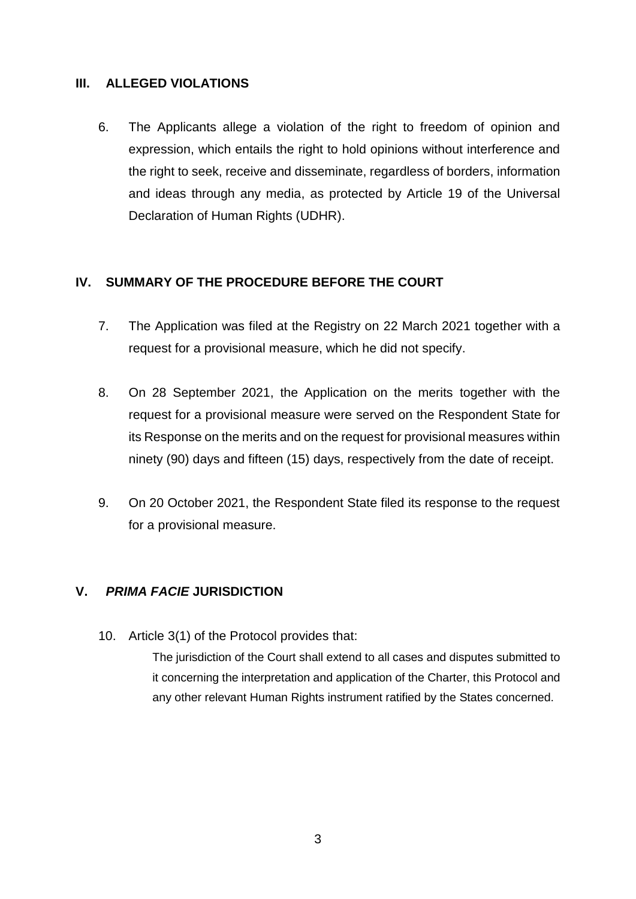## III. ALLEGED VIOLATIONS

6. The Applicants allege a violation of the right to freedom of opinion and expression, which entails the right to hold opinions without interference and the right to seek, receive and disseminate, regardless of borders, information and ideas through any media, as protected by Article 19 of the Universal Declaration of Human Rights (UDHR).

## IV. SUMMARY OF THE PROCEDURE BEFORE THE COURT

7. The Application was filed at the Registry on 22 March 2021 together with a request for a provisional measure, which he did not specify.

8. On 28 September 2021, the Application on the merits together with the request for a provisional measure were served on the Respondent State for its Response on the merits and on the request for provisional measures within ninety (90) days and fifteen (15) days, respectively from the date of receipt.

9. On 20 October 2021, the Respondent State filed its response to the request for a provisional measure.

## V. *PRIMA FACIE* JURISDICTION

10. Article 3(1) of the Protocol provides that:

> The jurisdiction of the Court shall extend to all cases and disputes submitted to it concerning the interpretation and application of the Charter, this Protocol and any other relevant Human Rights instrument ratified by the States concerned.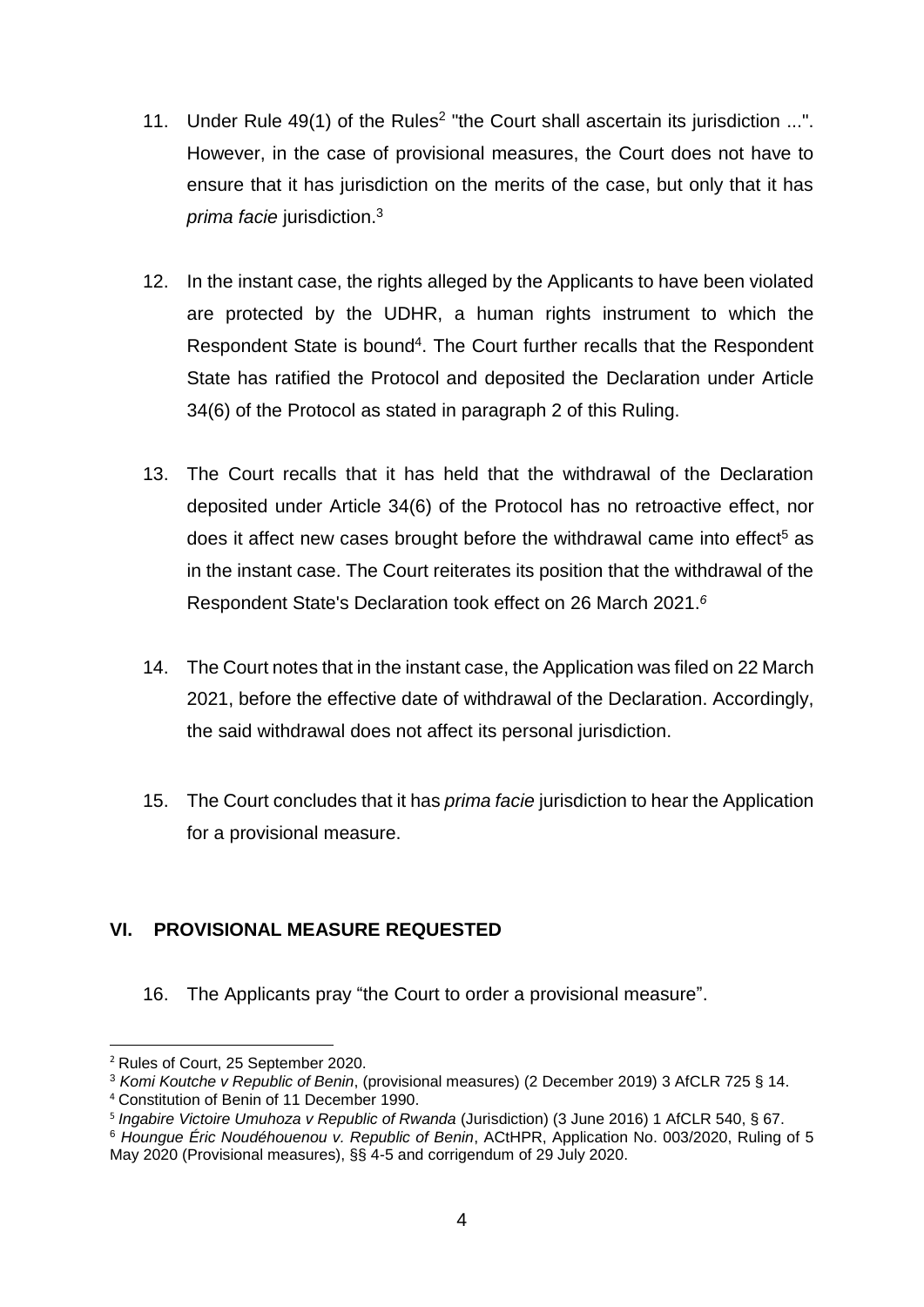11. Under Rule 49(1) of the Rules[2] "the Court shall ascertain its jurisdiction ...". However, in the case of provisional measures, the Court does not have to ensure that it has jurisdiction on the merits of the case, but only that it has *prima facie* jurisdiction.[3]

12. In the instant case, the rights alleged by the Applicants to have been violated are protected by the UDHR, a human rights instrument to which the Respondent State is bound[4]. The Court further recalls that the Respondent State has ratified the Protocol and deposited the Declaration under Article 34(6) of the Protocol as stated in paragraph 2 of this Ruling.

13. The Court recalls that it has held that the withdrawal of the Declaration deposited under Article 34(6) of the Protocol has no retroactive effect, nor does it affect new cases brought before the withdrawal came into effect[5] as in the instant case. The Court reiterates its position that the withdrawal of the Respondent State's Declaration took effect on 26 March 2021.[6]

14. The Court notes that in the instant case, the Application was filed on 22 March 2021, before the effective date of withdrawal of the Declaration. Accordingly, the said withdrawal does not affect its personal jurisdiction.

15. The Court concludes that it has *prima facie* jurisdiction to hear the Application for a provisional measure.

## VI. PROVISIONAL MEASURE REQUESTED

16. The Applicants pray "the Court to order a provisional measure".

---

[2] Rules of Court, 25 September 2020.

[3] *Komi Koutche v Republic of Benin*, (provisional measures) (2 December 2019) 3 AfCLR 725 § 14.

[4] Constitution of Benin of 11 December 1990.

[5] *Ingabire Victoire Umuhoza v Republic of Rwanda* (Jurisdiction) (3 June 2016) 1 AfCLR 540, § 67.

[6] *Houngue Éric Noudéhouenou v. Republic of Benin*, ACtHPR, Application No. 003/2020, Ruling of 5 May 2020 (Provisional measures), §§ 4-5 and corrigendum of 29 July 2020.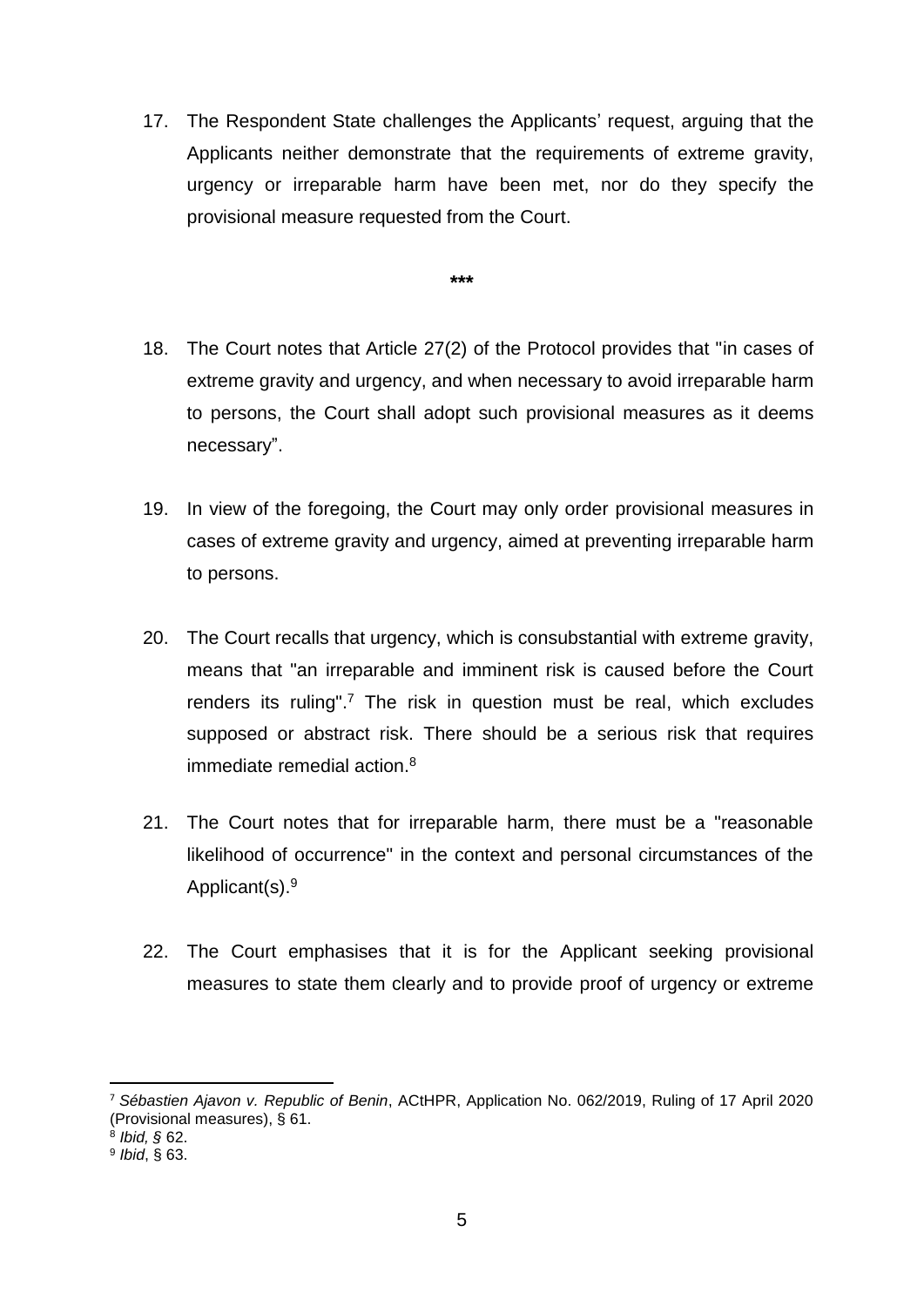17. The Respondent State challenges the Applicants' request, arguing that the Applicants neither demonstrate that the requirements of extreme gravity, urgency or irreparable harm have been met, nor do they specify the provisional measure requested from the Court.

***

18. The Court notes that Article 27(2) of the Protocol provides that "in cases of extreme gravity and urgency, and when necessary to avoid irreparable harm to persons, the Court shall adopt such provisional measures as it deems necessary".

19. In view of the foregoing, the Court may only order provisional measures in cases of extreme gravity and urgency, aimed at preventing irreparable harm to persons.

20. The Court recalls that urgency, which is consubstantial with extreme gravity, means that "an irreparable and imminent risk is caused before the Court renders its ruling".[7] The risk in question must be real, which excludes supposed or abstract risk. There should be a serious risk that requires immediate remedial action.[8]

21. The Court notes that for irreparable harm, there must be a "reasonable likelihood of occurrence" in the context and personal circumstances of the Applicant(s).[9]

22. The Court emphasises that it is for the Applicant seeking provisional measures to state them clearly and to provide proof of urgency or extreme

---

[7] *Sébastien Ajavon v. Republic of Benin*, ACtHPR, Application No. 062/2019, Ruling of 17 April 2020 (Provisional measures), § 61.

[8] *Ibid, §* 62.

[9] *Ibid*, § 63.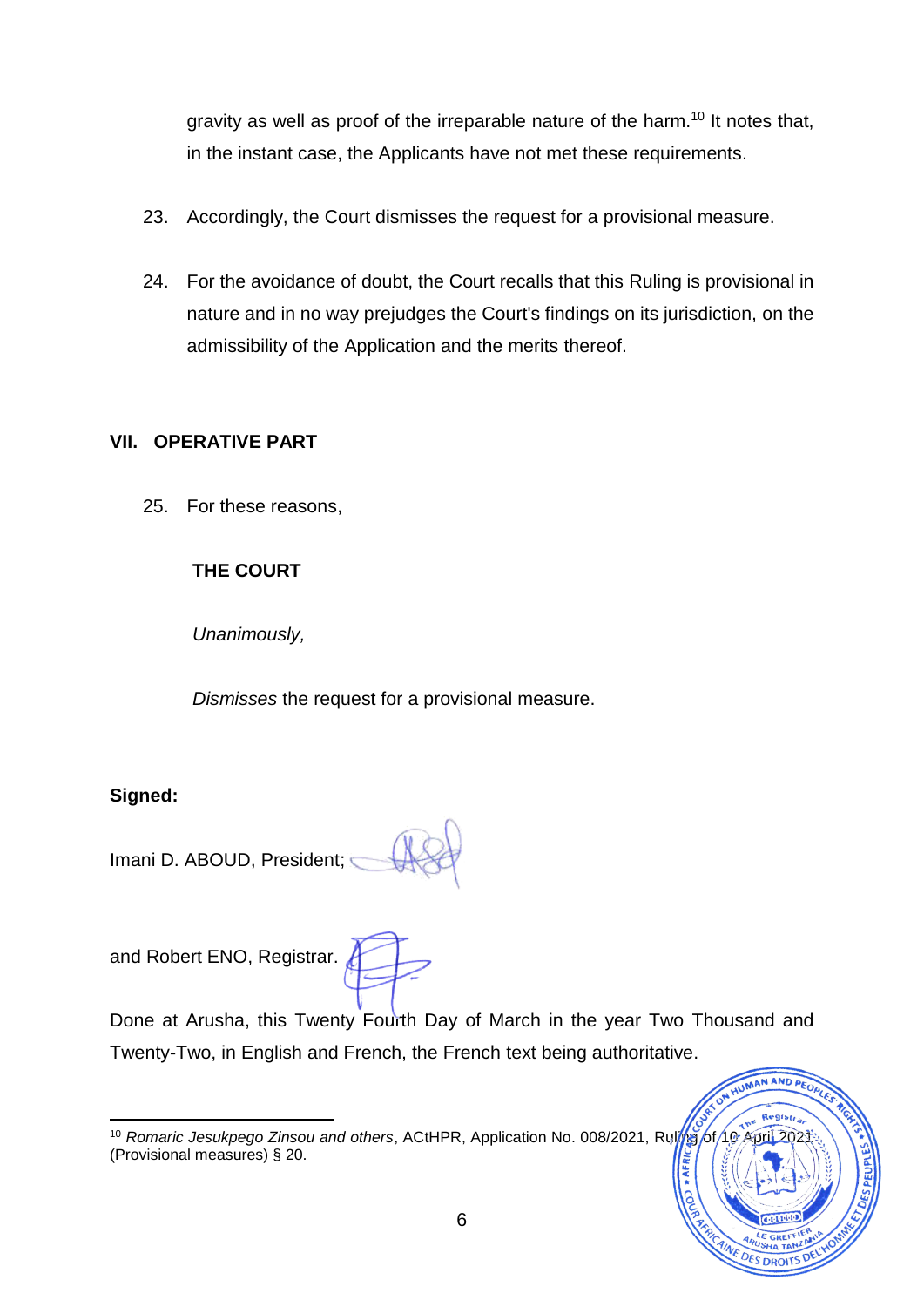gravity as well as proof of the irreparable nature of the harm.[10] It notes that, in the instant case, the Applicants have not met these requirements.

23. Accordingly, the Court dismisses the request for a provisional measure.

24. For the avoidance of doubt, the Court recalls that this Ruling is provisional in nature and in no way prejudges the Court's findings on its jurisdiction, on the admissibility of the Application and the merits thereof.

## VII. OPERATIVE PART

25. For these reasons,

**THE COURT**

*Unanimously,*

*Dismisses* the request for a provisional measure.

**Signed:**

Imani D. ABOUD, President;

and Robert ENO, Registrar.

Done at Arusha, this Twenty Fourth Day of March in the year Two Thousand and Twenty-Two, in English and French, the French text being authoritative.

---

[10] *Romaric Jesukpego Zinsou and others*, ACtHPR, Application No. 008/2021, Ruling of 10 April 2021 (Provisional measures) § 20.